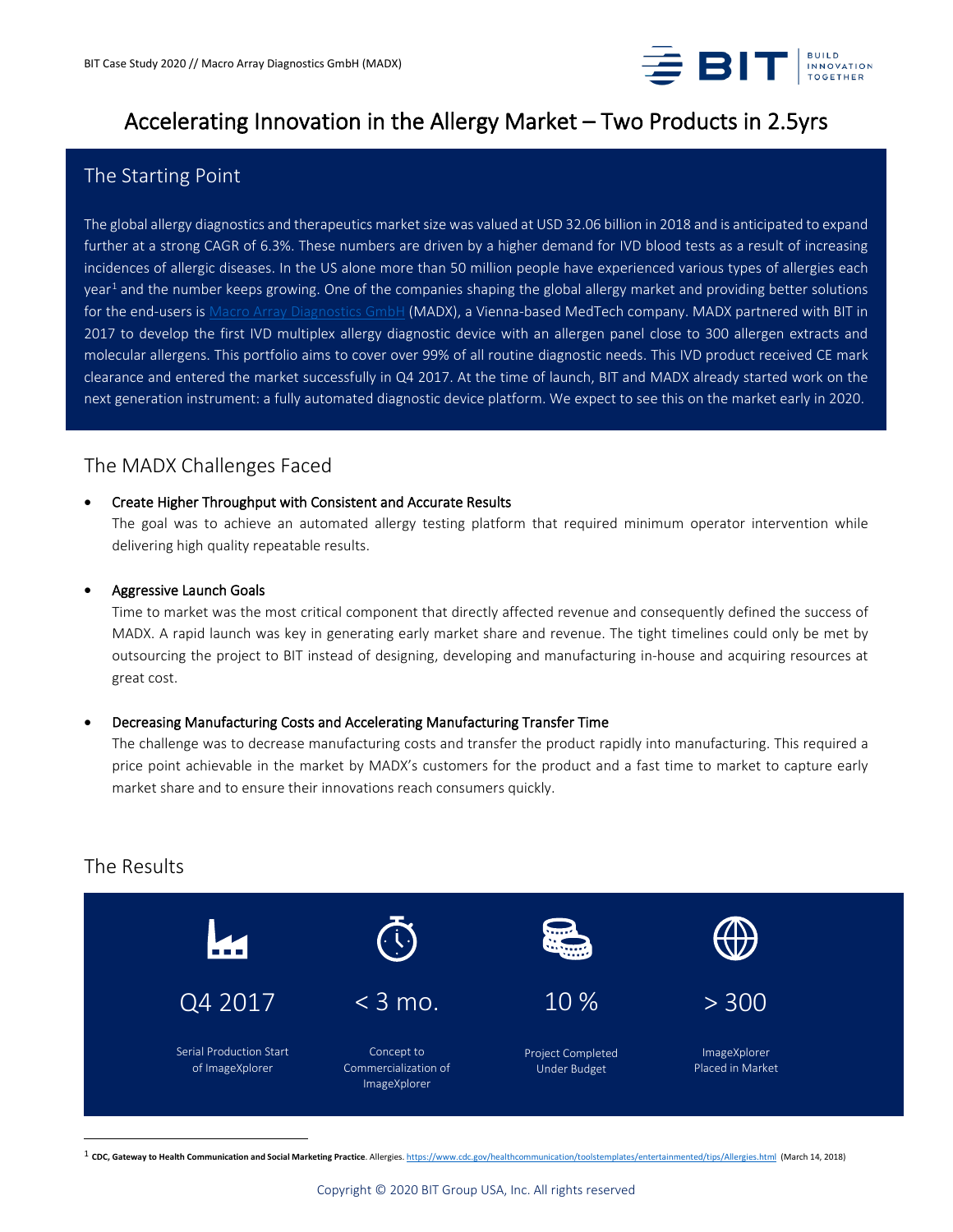# Accelerating Innovation in the Allergy Market – Two Products in 2.5yrs

## The Starting Point

The global allergy diagnostics and therapeutics market size was valued at USD 32.06 billion in 2018 and is anticipated to expand further at a strong CAGR of 6.3%. These numbers are driven by a higher demand for IVD blood tests as a result of increasing incidences of allergic diseases. In the US alone more than 50 million people have experienced various types of allergies each year[1] and the number keeps growing. One of the companies shaping the global allergy market and providing better solutions for the end-users is Macro Array Diagnostics GmbH (MADX), a Vienna-based MedTech company. MADX partnered with BIT in 2017 to develop the first IVD multiplex allergy diagnostic device with an allergen panel close to 300 allergen extracts and molecular allergens. This portfolio aims to cover over 99% of all routine diagnostic needs. This IVD product received CE mark clearance and entered the market successfully in Q4 2017. At the time of launch, BIT and MADX already started work on the next generation instrument: a fully automated diagnostic device platform. We expect to see this on the market early in 2020.

## The MADX Challenges Faced

- **Create Higher Throughput with Consistent and Accurate Results**
  The goal was to achieve an automated allergy testing platform that required minimum operator intervention while delivering high quality repeatable results.

- **Aggressive Launch Goals**
  Time to market was the most critical component that directly affected revenue and consequently defined the success of MADX. A rapid launch was key in generating early market share and revenue. The tight timelines could only be met by outsourcing the project to BIT instead of designing, developing and manufacturing in-house and acquiring resources at great cost.

- **Decreasing Manufacturing Costs and Accelerating Manufacturing Transfer Time**
  The challenge was to decrease manufacturing costs and transfer the product rapidly into manufacturing. This required a price point achievable in the market by MADX's customers for the product and a fast time to market to capture early market share and to ensure their innovations reach consumers quickly.

## The Results

| Q4 2017 | < 3 mo. | 10 % | > 300 |
|---|---|---|---|
| Serial Production Start of ImageXplorer | Concept to Commercialization of ImageXplorer | Project Completed Under Budget | ImageXplorer Placed in Market |

[1] **CDC, Gateway to Health Communication and Social Marketing Practice**. Allergies. https://www.cdc.gov/healthcommunication/toolstemplates/entertainment/tips/Allergies.html (March 14, 2018)

Copyright © 2020 BIT Group USA, Inc. All rights reserved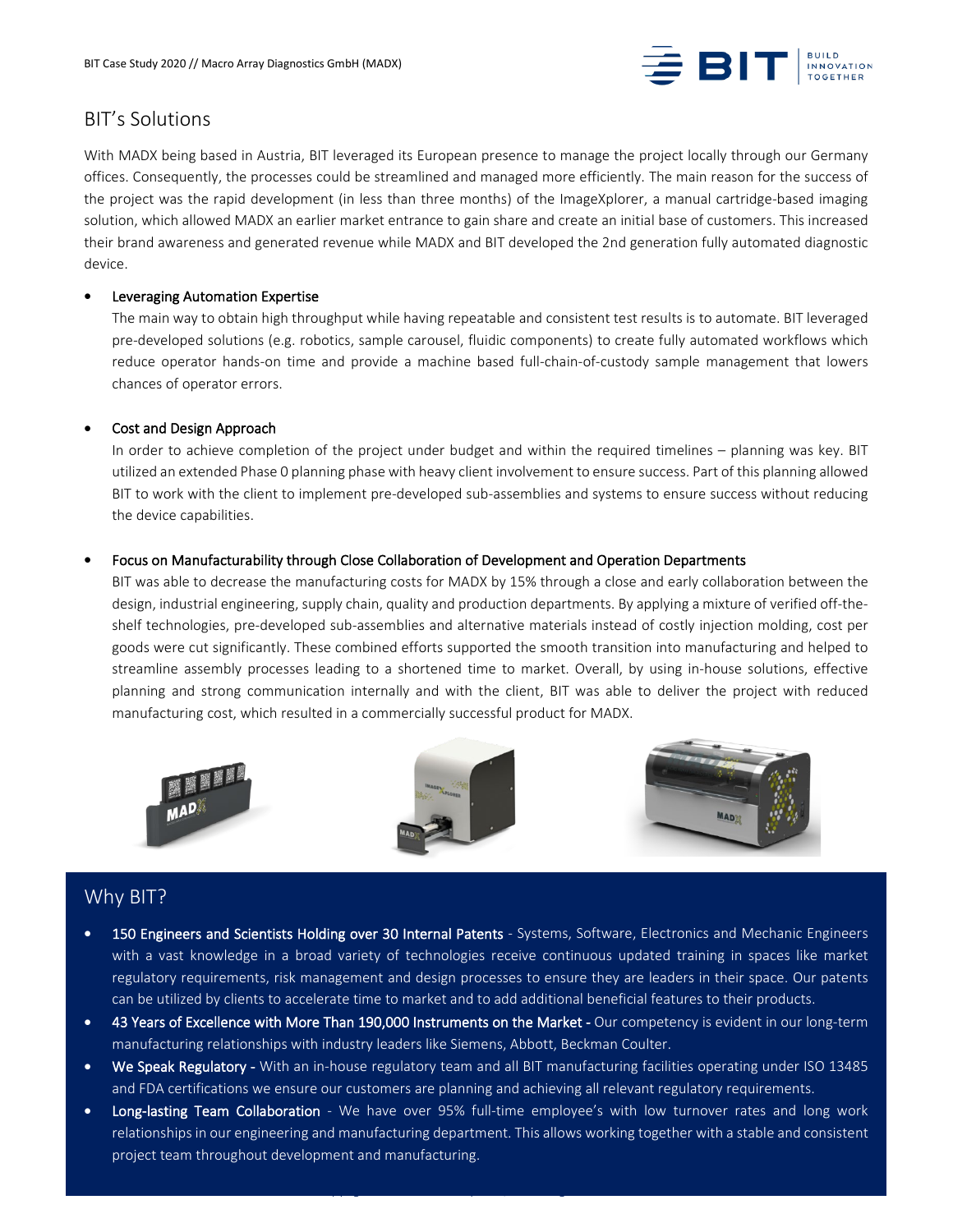## BIT's Solutions

With MADX being based in Austria, BIT leveraged its European presence to manage the project locally through our Germany offices. Consequently, the processes could be streamlined and managed more efficiently. The main reason for the success of the project was the rapid development (in less than three months) of the ImageXplorer, a manual cartridge-based imaging solution, which allowed MADX an earlier market entrance to gain share and create an initial base of customers. This increased their brand awareness and generated revenue while MADX and BIT developed the 2nd generation fully automated diagnostic device.

- **Leveraging Automation Expertise**

  The main way to obtain high throughput while having repeatable and consistent test results is to automate. BIT leveraged pre-developed solutions (e.g. robotics, sample carousel, fluidic components) to create fully automated workflows which reduce operator hands-on time and provide a machine based full-chain-of-custody sample management that lowers chances of operator errors.

- **Cost and Design Approach**

  In order to achieve completion of the project under budget and within the required timelines – planning was key. BIT utilized an extended Phase 0 planning phase with heavy client involvement to ensure success. Part of this planning allowed BIT to work with the client to implement pre-developed sub-assemblies and systems to ensure success without reducing the device capabilities.

- **Focus on Manufacturability through Close Collaboration of Development and Operation Departments**

  BIT was able to decrease the manufacturing costs for MADX by 15% through a close and early collaboration between the design, industrial engineering, supply chain, quality and production departments. By applying a mixture of verified off-the-shelf technologies, pre-developed sub-assemblies and alternative materials instead of costly injection molding, cost per goods were cut significantly. These combined efforts supported the smooth transition into manufacturing and helped to streamline assembly processes leading to a shortened time to market. Overall, by using in-house solutions, effective planning and strong communication internally and with the client, BIT was able to deliver the project with reduced manufacturing cost, which resulted in a commercially successful product for MADX.

## Why BIT?

- **150 Engineers and Scientists Holding over 30 Internal Patents** - Systems, Software, Electronics and Mechanic Engineers with a vast knowledge in a broad variety of technologies receive continuous updated training in spaces like market regulatory requirements, risk management and design processes to ensure they are leaders in their space. Our patents can be utilized by clients to accelerate time to market and to add additional beneficial features to their products.
- **43 Years of Excellence with More Than 190,000 Instruments on the Market -** Our competency is evident in our long-term manufacturing relationships with industry leaders like Siemens, Abbott, Beckman Coulter.
- **We Speak Regulatory -** With an in-house regulatory team and all BIT manufacturing facilities operating under ISO 13485 and FDA certifications we ensure our customers are planning and achieving all relevant regulatory requirements.
- **Long-lasting Team Collaboration** - We have over 95% full-time employee's with low turnover rates and long work relationships in our engineering and manufacturing department. This allows working together with a stable and consistent project team throughout development and manufacturing.